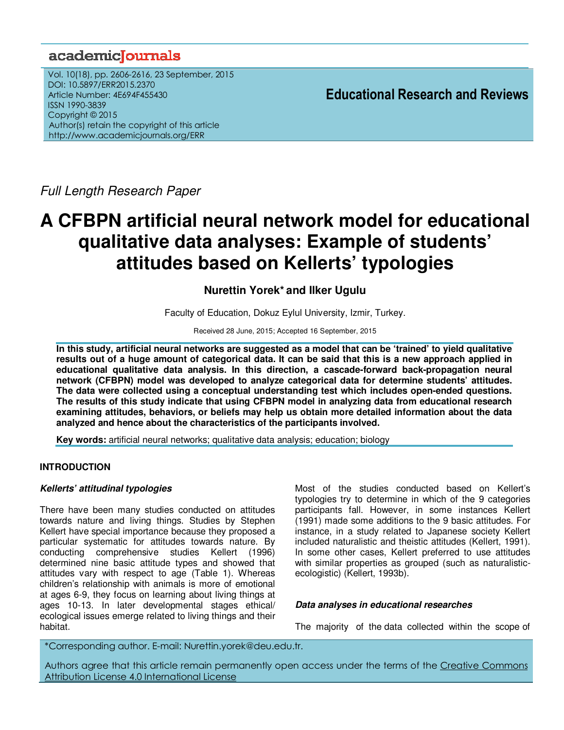Full Length Research Paper

# A CFBPN artificial neural network model for educational qualitative data analyses: Example of students' attitudes based on Kellerts' typologies

**Nurettin Yorek* and Ilker Ugulu**

Faculty of Education, Dokuz Eylul University, Izmir, Turkey.

Received 28 June, 2015; Accepted 16 September, 2015

**In this study, artificial neural networks are suggested as a model that can be 'trained' to yield qualitative results out of a huge amount of categorical data. It can be said that this is a new approach applied in educational qualitative data analysis. In this direction, a cascade-forward back-propagation neural network (CFBPN) model was developed to analyze categorical data for determine students' attitudes. The data were collected using a conceptual understanding test which includes open-ended questions. The results of this study indicate that using CFBPN model in analyzing data from educational research examining attitudes, behaviors, or beliefs may help us obtain more detailed information about the data analyzed and hence about the characteristics of the participants involved.**

**Key words:** artificial neural networks; qualitative data analysis; education; biology

## INTRODUCTION

### *Kellerts' attitudinal typologies*

There have been many studies conducted on attitudes towards nature and living things. Studies by Stephen Kellert have special importance because they proposed a particular systematic for attitudes towards nature. By conducting comprehensive studies Kellert (1996) determined nine basic attitude types and showed that attitudes vary with respect to age (Table 1). Whereas children's relationship with animals is more of emotional at ages 6-9, they focus on learning about living things at ages 10-13. In later developmental stages ethical/ ecological issues emerge related to living things and their habitat.

Most of the studies conducted based on Kellert's typologies try to determine in which of the 9 categories participants fall. However, in some instances Kellert (1991) made some additions to the 9 basic attitudes. For instance, in a study related to Japanese society Kellert included naturalistic and theistic attitudes (Kellert, 1991). In some other cases, Kellert preferred to use attitudes with similar properties as grouped (such as naturalistic-ecologistic) (Kellert, 1993b).

### *Data analyses in educational researches*

The majority of the data collected within the scope of

*Corresponding author. E-mail: Nurettin.yorek@deu.edu.tr.

Authors agree that this article remain permanently open access under the terms of the Creative Commons Attribution License 4.0 International License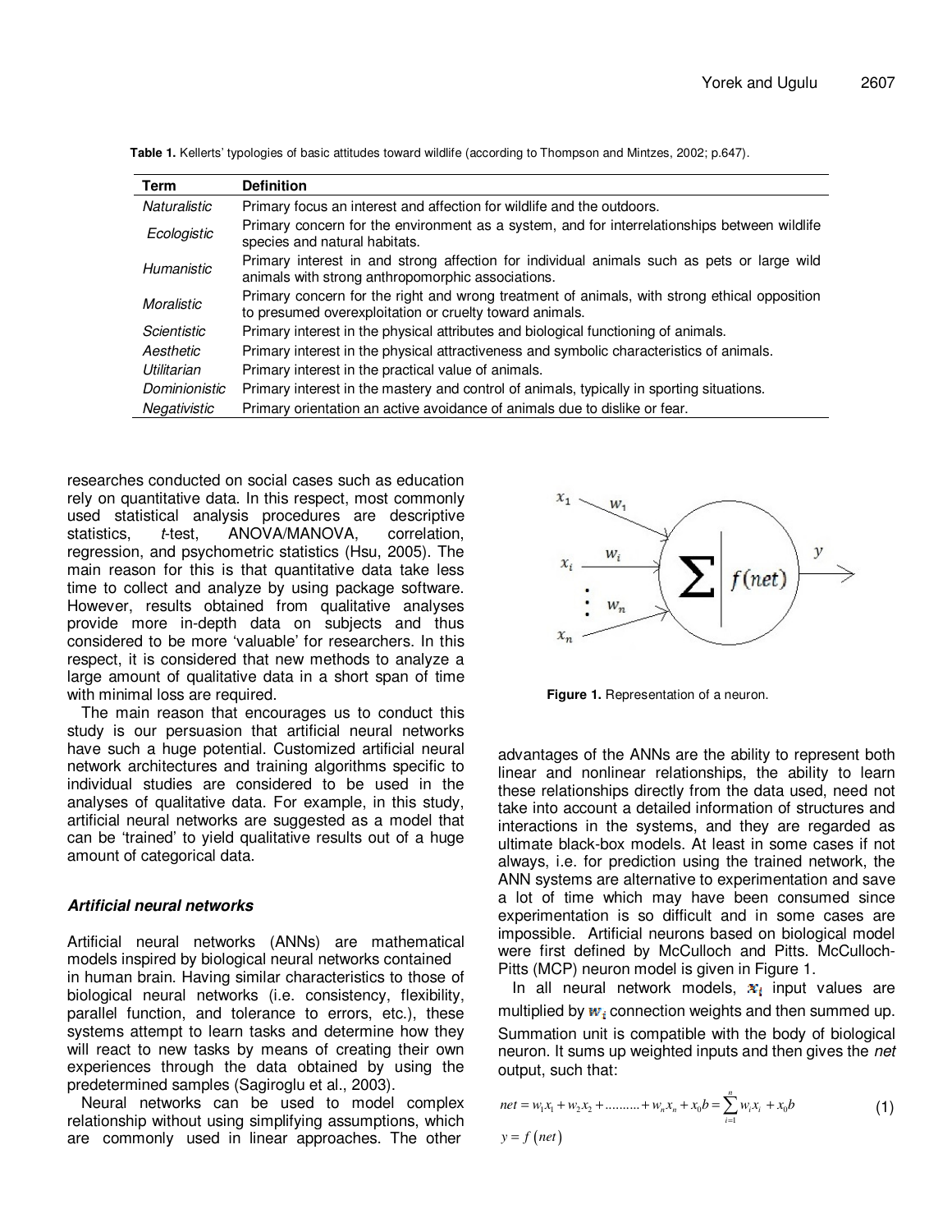**Table 1.** Kellerts' typologies of basic attitudes toward wildlife (according to Thompson and Mintzes, 2002; p.647).

| Term | Definition |
|---|---|
| *Naturalistic* | Primary focus an interest and affection for wildlife and the outdoors. |
| *Ecologistic* | Primary concern for the environment as a system, and for interrelationships between wildlife species and natural habitats. |
| *Humanistic* | Primary interest in and strong affection for individual animals such as pets or large wild animals with strong anthropomorphic associations. |
| *Moralistic* | Primary concern for the right and wrong treatment of animals, with strong ethical opposition to presumed overexploitation or cruelty toward animals. |
| *Scientistic* | Primary interest in the physical attributes and biological functioning of animals. |
| *Aesthetic* | Primary interest in the physical attractiveness and symbolic characteristics of animals. |
| *Utilitarian* | Primary interest in the practical value of animals. |
| *Dominionistic* | Primary interest in the mastery and control of animals, typically in sporting situations. |
| *Negativistic* | Primary orientation an active avoidance of animals due to dislike or fear. |

researches conducted on social cases such as education rely on quantitative data. In this respect, most commonly used statistical analysis procedures are descriptive statistics, *t*-test, ANOVA/MANOVA, correlation, regression, and psychometric statistics (Hsu, 2005). The main reason for this is that quantitative data take less time to collect and analyze by using package software. However, results obtained from qualitative analyses provide more in-depth data on subjects and thus considered to be more 'valuable' for researchers. In this respect, it is considered that new methods to analyze a large amount of qualitative data in a short span of time with minimal loss are required.

The main reason that encourages us to conduct this study is our persuasion that artificial neural networks have such a huge potential. Customized artificial neural network architectures and training algorithms specific to individual studies are considered to be used in the analyses of qualitative data. For example, in this study, artificial neural networks are suggested as a model that can be 'trained' to yield qualitative results out of a huge amount of categorical data.

### Artificial neural networks

Artificial neural networks (ANNs) are mathematical models inspired by biological neural networks contained in human brain. Having similar characteristics to those of biological neural networks (i.e. consistency, flexibility, parallel function, and tolerance to errors, etc.), these systems attempt to learn tasks and determine how they will react to new tasks by means of creating their own experiences through the data obtained by using the predetermined samples (Sagiroglu et al., 2003).

Neural networks can be used to model complex relationship without using simplifying assumptions, which are commonly used in linear approaches. The other advantages of the ANNs are the ability to represent both linear and nonlinear relationships, the ability to learn these relationships directly from the data used, need not take into account a detailed information of structures and interactions in the systems, and they are regarded as ultimate black-box models. At least in some cases if not always, i.e. for prediction using the trained network, the ANN systems are alternative to experimentation and save a lot of time which may have been consumed since experimentation is so difficult and in some cases are impossible. Artificial neurons based on biological model were first defined by McCulloch and Pitts. McCulloch-Pitts (MCP) neuron model is given in Figure 1.

$x_1$ $w_1$ $x_i$ $w_i$ $x_n$ $w_n$ $\sum$ $f(net)$ $y$

**Figure 1.** Representation of a neuron.

In all neural network models, $x_i$ input values are multiplied by $w_i$ connection weights and then summed up. Summation unit is compatible with the body of biological neuron. It sums up weighted inputs and then gives the *net* output, such that:

$$net = w_1x_1 + w_2x_2 + \dots\dots\dots + w_nx_n + x_0b = \sum_{i=1}^{n} w_ix_i + x_0b \quad (1)$$

$$y = f\left(net\right)$$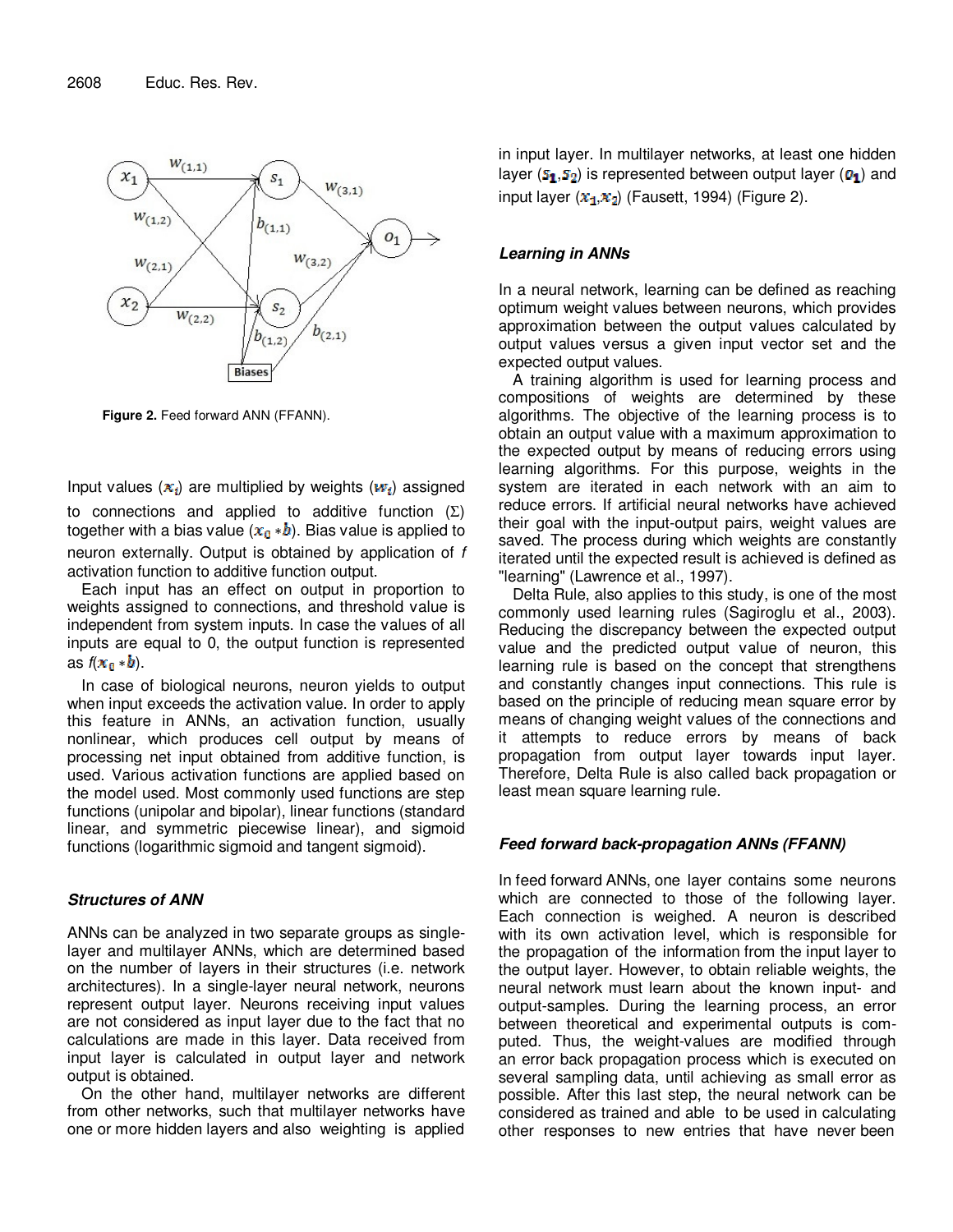Figure 2. Feed forward ANN (FFANN).

Input values ($x_i$) are multiplied by weights ($w_i$) assigned to connections and applied to additive function (Σ) together with a bias value ($x_0 * b$). Bias value is applied to neuron externally. Output is obtained by application of $f$ activation function to additive function output.

Each input has an effect on output in proportion to weights assigned to connections, and threshold value is independent from system inputs. In case the values of all inputs are equal to 0, the output function is represented as $f(x_0 * b)$.

In case of biological neurons, neuron yields to output when input exceeds the activation value. In order to apply this feature in ANNs, an activation function, usually nonlinear, which produces cell output by means of processing net input obtained from additive function, is used. Various activation functions are applied based on the model used. Most commonly used functions are step functions (unipolar and bipolar), linear functions (standard linear, and symmetric piecewise linear), and sigmoid functions (logarithmic sigmoid and tangent sigmoid).

### *Structures of ANN*

ANNs can be analyzed in two separate groups as single-layer and multilayer ANNs, which are determined based on the number of layers in their structures (i.e. network architectures). In a single-layer neural network, neurons represent output layer. Neurons receiving input values are not considered as input layer due to the fact that no calculations are made in this layer. Data received from input layer is calculated in output layer and network output is obtained.

On the other hand, multilayer networks are different from other networks, such that multilayer networks have one or more hidden layers and also weighting is applied in input layer. In multilayer networks, at least one hidden layer ($s_1$,$s_2$) is represented between output layer ($o_1$) and input layer ($x_1$,$x_2$) (Fausett, 1994) (Figure 2).

### *Learning in ANNs*

In a neural network, learning can be defined as reaching optimum weight values between neurons, which provides approximation between the output values calculated by output values versus a given input vector set and the expected output values.

A training algorithm is used for learning process and compositions of weights are determined by these algorithms. The objective of the learning process is to obtain an output value with a maximum approximation to the expected output by means of reducing errors using learning algorithms. For this purpose, weights in the system are iterated in each network with an aim to reduce errors. If artificial neural networks have achieved their goal with the input-output pairs, weight values are saved. The process during which weights are constantly iterated until the expected result is achieved is defined as "learning" (Lawrence et al., 1997).

Delta Rule, also applies to this study, is one of the most commonly used learning rules (Sagiroglu et al., 2003). Reducing the discrepancy between the expected output value and the predicted output value of neuron, this learning rule is based on the concept that strengthens and constantly changes input connections. This rule is based on the principle of reducing mean square error by means of changing weight values of the connections and it attempts to reduce errors by means of back propagation from output layer towards input layer. Therefore, Delta Rule is also called back propagation or least mean square learning rule.

### *Feed forward back-propagation ANNs (FFANN)*

In feed forward ANNs, one layer contains some neurons which are connected to those of the following layer. Each connection is weighed. A neuron is described with its own activation level, which is responsible for the propagation of the information from the input layer to the output layer. However, to obtain reliable weights, the neural network must learn about the known input- and output-samples. During the learning process, an error between theoretical and experimental outputs is computed. Thus, the weight-values are modified through an error back propagation process which is executed on several sampling data, until achieving as small error as possible. After this last step, the neural network can be considered as trained and able to be used in calculating other responses to new entries that have never been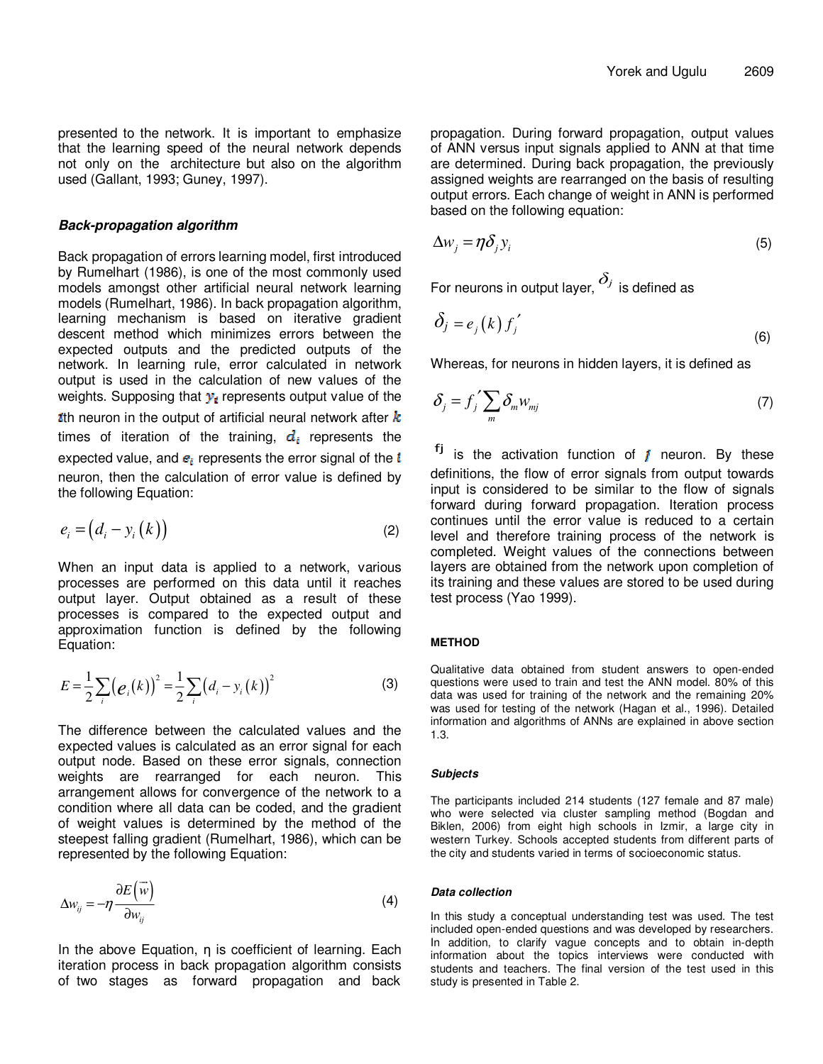presented to the network. It is important to emphasize that the learning speed of the neural network depends not only on the architecture but also on the algorithm used (Gallant, 1993; Guney, 1997).

### *Back-propagation algorithm*

Back propagation of errors learning model, first introduced by Rumelhart (1986), is one of the most commonly used models amongst other artificial neural network learning models (Rumelhart, 1986). In back propagation algorithm, learning mechanism is based on iterative gradient descent method which minimizes errors between the expected outputs and the predicted outputs of the network. In learning rule, error calculated in network output is used in the calculation of new values of the weights. Supposing that $y_i$ represents output value of the $i$th neuron in the output of artificial neural network after $k$ times of iteration of the training, $d_i$ represents the expected value, and $e_i$ represents the error signal of the $i$ neuron, then the calculation of error value is defined by the following Equation:

$$e_i = \left(d_i - y_i\left(k\right)\right) \tag{2}$$

When an input data is applied to a network, various processes are performed on this data until it reaches output layer. Output obtained as a result of these processes is compared to the expected output and approximation function is defined by the following Equation:

$$E = \frac{1}{2}\sum_i \left(e_i\left(k\right)\right)^2 = \frac{1}{2}\sum_i \left(d_i - y_i\left(k\right)\right)^2 \tag{3}$$

The difference between the calculated values and the expected values is calculated as an error signal for each output node. Based on these error signals, connection weights are rearranged for each neuron. This arrangement allows for convergence of the network to a condition where all data can be coded, and the gradient of weight values is determined by the method of the steepest falling gradient (Rumelhart, 1986), which can be represented by the following Equation:

$$\Delta w_{ij} = -\eta \frac{\partial E\left(\vec{w}\right)}{\partial w_{ij}} \tag{4}$$

In the above Equation, η is coefficient of learning. Each iteration process in back propagation algorithm consists of two stages as forward propagation and back propagation. During forward propagation, output values of ANN versus input signals applied to ANN at that time are determined. During back propagation, the previously assigned weights are rearranged on the basis of resulting output errors. Each change of weight in ANN is performed based on the following equation:

$$\Delta w_j = \eta \delta_j y_i \tag{5}$$

For neurons in output layer, $\delta_j$ is defined as

$$\delta_j = e_j\left(k\right) f_j' \tag{6}$$

Whereas, for neurons in hidden layers, it is defined as

$$\delta_j = f_j' \sum_m \delta_m w_{mj} \tag{7}$$

$f_j$ is the activation function of $j$ neuron. By these definitions, the flow of error signals from output towards input is considered to be similar to the flow of signals forward during forward propagation. Iteration process continues until the error value is reduced to a certain level and therefore training process of the network is completed. Weight values of the connections between layers are obtained from the network upon completion of its training and these values are stored to be used during test process (Yao 1999).

## METHOD

Qualitative data obtained from student answers to open-ended questions were used to train and test the ANN model. 80% of this data was used for training of the network and the remaining 20% was used for testing of the network (Hagan et al., 1996). Detailed information and algorithms of ANNs are explained in above section 1.3.

### *Subjects*

The participants included 214 students (127 female and 87 male) who were selected via cluster sampling method (Bogdan and Biklen, 2006) from eight high schools in Izmir, a large city in western Turkey. Schools accepted students from different parts of the city and students varied in terms of socioeconomic status.

### *Data collection*

In this study a conceptual understanding test was used. The test included open-ended questions and was developed by researchers. In addition, to clarify vague concepts and to obtain in-depth information about the topics interviews were conducted with students and teachers. The final version of the test used in this study is presented in Table 2.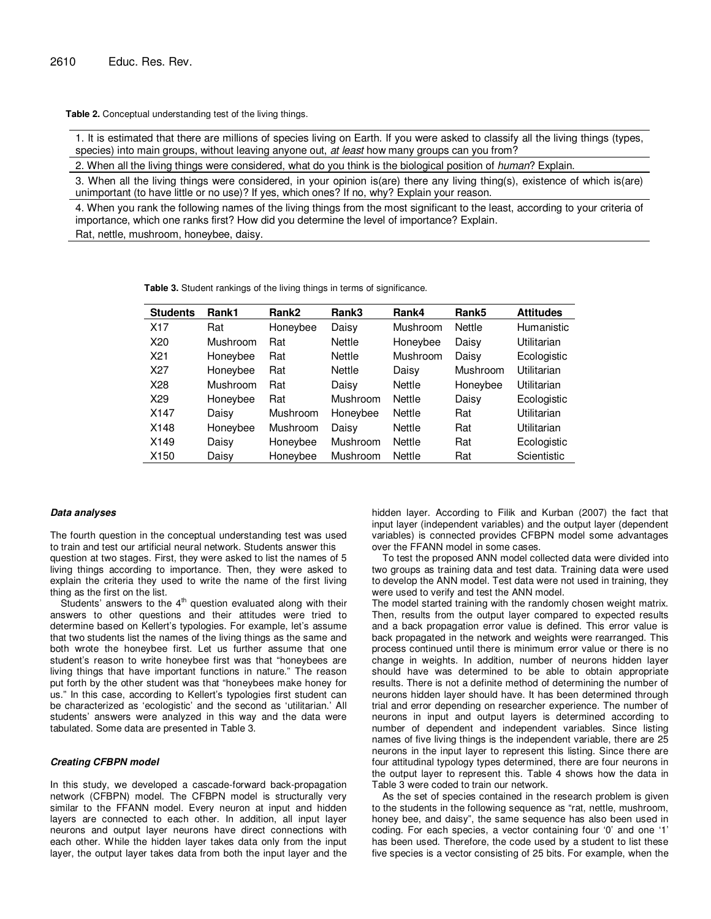**Table 2.** Conceptual understanding test of the living things.

| |
|---|
| 1. It is estimated that there are millions of species living on Earth. If you were asked to classify all the living things (types, species) into main groups, without leaving anyone out, *at least* how many groups can you from? |
| 2. When all the living things were considered, what do you think is the biological position of *human*? Explain. |
| 3. When all the living things were considered, in your opinion is(are) there any living thing(s), existence of which is(are) unimportant (to have little or no use)? If yes, which ones? If no, why? Explain your reason. |
| 4. When you rank the following names of the living things from the most significant to the least, according to your criteria of importance, which one ranks first? How did you determine the level of importance? Explain. Rat, nettle, mushroom, honeybee, daisy. |

**Table 3.** Student rankings of the living things in terms of significance.

| Students | Rank1 | Rank2 | Rank3 | Rank4 | Rank5 | Attitudes |
|---|---|---|---|---|---|---|
| X17 | Rat | Honeybee | Daisy | Mushroom | Nettle | Humanistic |
| X20 | Mushroom | Rat | Nettle | Honeybee | Daisy | Utilitarian |
| X21 | Honeybee | Rat | Nettle | Mushroom | Daisy | Ecologistic |
| X27 | Honeybee | Rat | Nettle | Daisy | Mushroom | Utilitarian |
| X28 | Mushroom | Rat | Daisy | Nettle | Honeybee | Utilitarian |
| X29 | Honeybee | Rat | Mushroom | Nettle | Daisy | Ecologistic |
| X147 | Daisy | Mushroom | Honeybee | Nettle | Rat | Utilitarian |
| X148 | Honeybee | Mushroom | Daisy | Nettle | Rat | Utilitarian |
| X149 | Daisy | Honeybee | Mushroom | Nettle | Rat | Ecologistic |
| X150 | Daisy | Honeybee | Mushroom | Nettle | Rat | Scientistic |

### *Data analyses*

The fourth question in the conceptual understanding test was used to train and test our artificial neural network. Students answer this question at two stages. First, they were asked to list the names of 5 living things according to importance. Then, they were asked to explain the criteria they used to write the name of the first living thing as the first on the list.

Students' answers to the 4th question evaluated along with their answers to other questions and their attitudes were tried to determine based on Kellert's typologies. For example, let's assume that two students list the names of the living things as the same and both wrote the honeybee first. Let us further assume that one student's reason to write honeybee first was that "honeybees are living things that have important functions in nature." The reason put forth by the other student was that "honeybees make honey for us." In this case, according to Kellert's typologies first student can be characterized as 'ecologistic' and the second as 'utilitarian.' All students' answers were analyzed in this way and the data were tabulated. Some data are presented in Table 3.

### *Creating CFBPN model*

In this study, we developed a cascade-forward back-propagation network (CFBPN) model. The CFBPN model is structurally very similar to the FFANN model. Every neuron at input and hidden layers are connected to each other. In addition, all input layer neurons and output layer neurons have direct connections with each other. While the hidden layer takes data only from the input layer, the output layer takes data from both the input layer and the hidden layer. According to Filik and Kurban (2007) the fact that input layer (independent variables) and the output layer (dependent variables) is connected provides CFBPN model some advantages over the FFANN model in some cases.

To test the proposed ANN model collected data were divided into two groups as training data and test data. Training data were used to develop the ANN model. Test data were not used in training, they were used to verify and test the ANN model.

The model started training with the randomly chosen weight matrix. Then, results from the output layer compared to expected results and a back propagation error value is defined. This error value is back propagated in the network and weights were rearranged. This process continued until there is minimum error value or there is no change in weights. In addition, number of neurons hidden layer should have was determined to be able to obtain appropriate results. There is not a definite method of determining the number of neurons hidden layer should have. It has been determined through trial and error depending on researcher experience. The number of neurons in input and output layers is determined according to number of dependent and independent variables. Since listing names of five living things is the independent variable, there are 25 neurons in the input layer to represent this listing. Since there are four attitudinal typology types determined, there are four neurons in the output layer to represent this. Table 4 shows how the data in Table 3 were coded to train our network.

As the set of species contained in the research problem is given to the students in the following sequence as "rat, nettle, mushroom, honey bee, and daisy", the same sequence has also been used in coding. For each species, a vector containing four '0' and one '1' has been used. Therefore, the code used by a student to list these five species is a vector consisting of 25 bits. For example, when the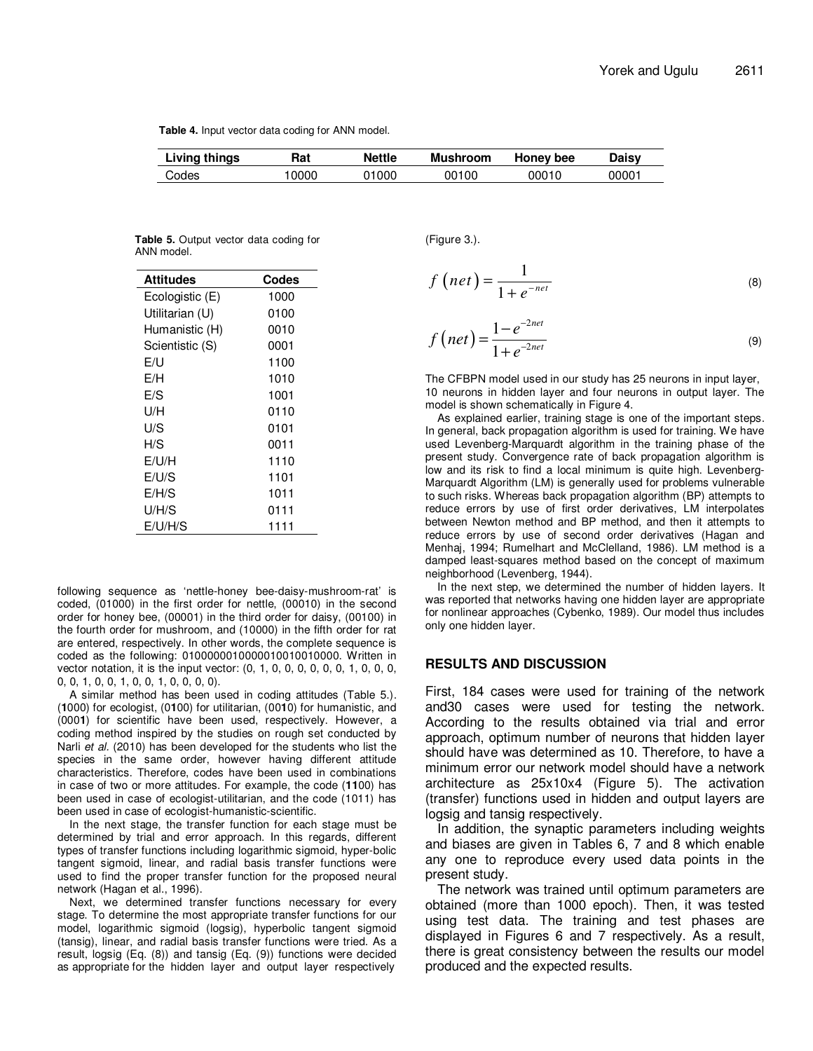**Table 4.** Input vector data coding for ANN model.

| Living things | Rat | Nettle | Mushroom | Honey bee | Daisy |
|---|---|---|---|---|---|
| Codes | 10000 | 01000 | 00100 | 00010 | 00001 |

**Table 5.** Output vector data coding for ANN model.

| Attitudes | Codes |
|---|---|
| Ecologistic (E) | 1000 |
| Utilitarian (U) | 0100 |
| Humanistic (H) | 0010 |
| Scientistic (S) | 0001 |
| E/U | 1100 |
| E/H | 1010 |
| E/S | 1001 |
| U/H | 0110 |
| U/S | 0101 |
| H/S | 0011 |
| E/U/H | 1110 |
| E/U/S | 1101 |
| E/H/S | 1011 |
| U/H/S | 0111 |
| E/U/H/S | 1111 |

following sequence as 'nettle-honey bee-daisy-mushroom-rat' is coded, (01000) in the first order for nettle, (00010) in the second order for honey bee, (00001) in the third order for daisy, (00100) in the fourth order for mushroom, and (10000) in the fifth order for rat are entered, respectively. In other words, the complete sequence is coded as the following: 0100000010000010010010000. Written in vector notation, it is the input vector: (0, 1, 0, 0, 0, 0, 0, 0, 1, 0, 0, 0, 0, 0, 1, 0, 0, 1, 0, 0, 1, 0, 0, 0, 0).

A similar method has been used in coding attitudes (Table 5.). (**1**000) for ecologist, (01**0**0) for utilitarian, (00**1**0) for humanistic, and (000**1**) for scientific have been used, respectively. However, a coding method inspired by the studies on rough set conducted by Narli *et al.* (2010) has been developed for the students who list the species in the same order, however having different attitude characteristics. Therefore, codes have been used in combinations in case of two or more attitudes. For example, the code (**11**00) has been used in case of ecologist-utilitarian, and the code (1011) has been used in case of ecologist-humanistic-scientific.

In the next stage, the transfer function for each stage must be determined by trial and error approach. In this regards, different types of transfer functions including logarithmic sigmoid, hyper-bolic tangent sigmoid, linear, and radial basis transfer functions were used to find the proper transfer function for the proposed neural network (Hagan et al., 1996).

Next, we determined transfer functions necessary for every stage. To determine the most appropriate transfer functions for our model, logarithmic sigmoid (logsig), hyperbolic tangent sigmoid (tansig), linear, and radial basis transfer functions were tried. As a result, logsig (Eq. (8)) and tansig (Eq. (9)) functions were decided as appropriate for the hidden layer and output layer respectively (Figure 3.).

$$f\left(net\right)=\frac{1}{1+e^{-net}} \tag{8}$$

$$f\left(net\right)=\frac{1-e^{-2net}}{1+e^{-2net}} \tag{9}$$

The CFBPN model used in our study has 25 neurons in input layer, 10 neurons in hidden layer and four neurons in output layer. The model is shown schematically in Figure 4.

As explained earlier, training stage is one of the important steps. In general, back propagation algorithm is used for training. We have used Levenberg-Marquardt algorithm in the training phase of the present study. Convergence rate of back propagation algorithm is low and its risk to find a local minimum is quite high. Levenberg-Marquardt Algorithm (LM) is generally used for problems vulnerable to such risks. Whereas back propagation algorithm (BP) attempts to reduce errors by use of first order derivatives, LM interpolates between Newton method and BP method, and then it attempts to reduce errors by use of second order derivatives (Hagan and Menhaj, 1994; Rumelhart and McClelland, 1986). LM method is a damped least-squares method based on the concept of maximum neighborhood (Levenberg, 1944).

In the next step, we determined the number of hidden layers. It was reported that networks having one hidden layer are appropriate for nonlinear approaches (Cybenko, 1989). Our model thus includes only one hidden layer.

## RESULTS AND DISCUSSION

First, 184 cases were used for training of the network and30 cases were used for testing the network. According to the results obtained via trial and error approach, optimum number of neurons that hidden layer should have was determined as 10. Therefore, to have a minimum error our network model should have a network architecture as 25x10x4 (Figure 5). The activation (transfer) functions used in hidden and output layers are logsig and tansig respectively.

In addition, the synaptic parameters including weights and biases are given in Tables 6, 7 and 8 which enable any one to reproduce every used data points in the present study.

The network was trained until optimum parameters are obtained (more than 1000 epoch). Then, it was tested using test data. The training and test phases are displayed in Figures 6 and 7 respectively. As a result, there is great consistency between the results our model produced and the expected results.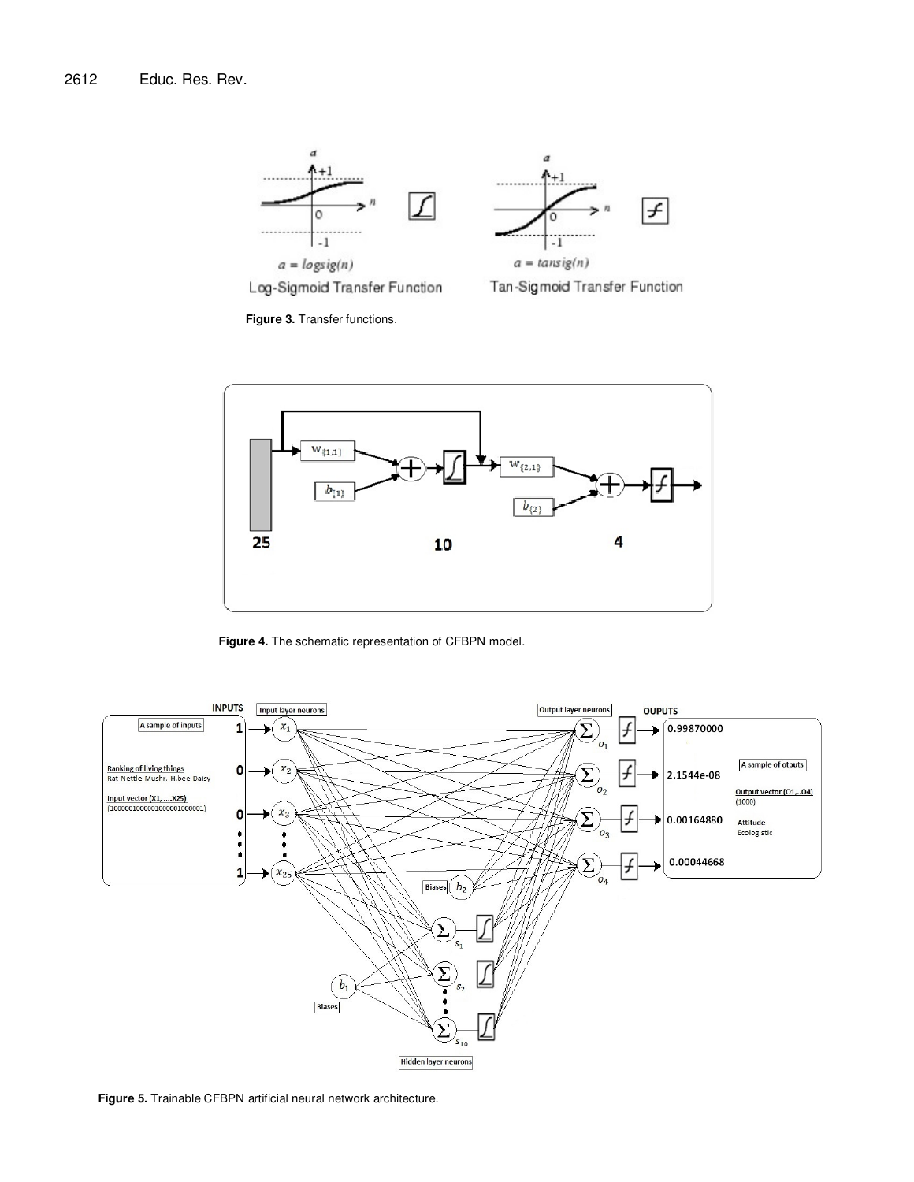**Figure 3.** Transfer functions.

**Figure 4.** The schematic representation of CFBPN model.

**Figure 5.** Trainable CFBPN artificial neural network architecture.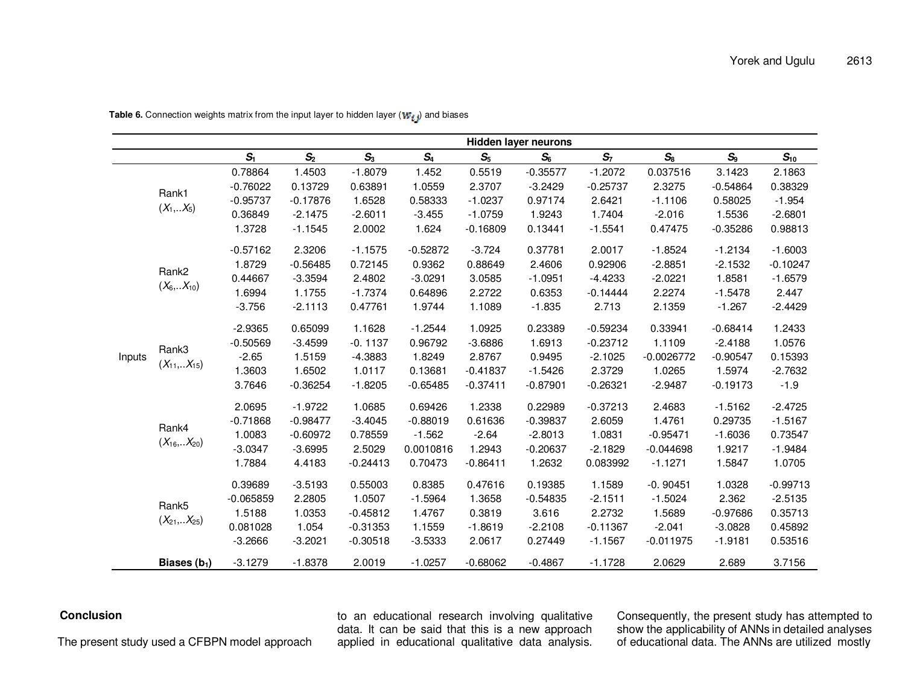**Table 6.** Connection weights matrix from the input layer to hidden layer ($w_{ij}$) and biases

| | | Hidden layer neurons | | | | | | | | | |
|---|---|---|---|---|---|---|---|---|---|---|---|
| | | $S_1$ | $S_2$ | $S_3$ | $S_4$ | $S_5$ | $S_6$ | $S_7$ | $S_8$ | $S_9$ | $S_{10}$ |
| Inputs | Rank1 ($X_1$,..$X_5$) | 0.78864 | 1.4503 | -1.8079 | 1.452 | 0.5519 | -0.35577 | -1.2072 | 0.037516 | 3.1423 | 2.1863 |
| | | -0.76022 | 0.13729 | 0.63891 | 1.0559 | 2.3707 | -3.2429 | -0.25737 | 2.3275 | -0.54864 | 0.38329 |
| | | -0.95737 | -0.17876 | 1.6528 | 0.58333 | -1.0237 | 0.97174 | 2.6421 | -1.1106 | 0.58025 | -1.954 |
| | | 0.36849 | -2.1475 | -2.6011 | -3.455 | -1.0759 | 1.9243 | 1.7404 | -2.016 | 1.5536 | -2.6801 |
| | | 1.3728 | -1.1545 | 2.0002 | 1.624 | -0.16809 | 0.13441 | -1.5541 | 0.47475 | -0.35286 | 0.98813 |
| | Rank2 ($X_6$,..$X_{10}$) | -0.57162 | 2.3206 | -1.1575 | -0.52872 | -3.724 | 0.37781 | 2.0017 | -1.8524 | -1.2134 | -1.6003 |
| | | 1.8729 | -0.56485 | 0.72145 | 0.9362 | 0.88649 | 2.4606 | 0.92906 | -2.8851 | -2.1532 | -0.10247 |
| | | 0.44667 | -3.3594 | 2.4802 | -3.0291 | 3.0585 | -1.0951 | -4.4233 | -2.0221 | 1.8581 | -1.6579 |
| | | 1.6994 | 1.1755 | -1.7374 | 0.64896 | 2.2722 | 0.6353 | -0.14444 | 2.2274 | -1.5478 | 2.447 |
| | | -3.756 | -2.1113 | 0.47761 | 1.9744 | 1.1089 | -1.835 | 2.713 | 2.1359 | -1.267 | -2.4429 |
| | Rank3 ($X_{11}$,..$X_{15}$) | -2.9365 | 0.65099 | 1.1628 | -1.2544 | 1.0925 | 0.23389 | -0.59234 | 0.33941 | -0.68414 | 1.2433 |
| | | -0.50569 | -3.4599 | -0. 1137 | 0.96792 | -3.6886 | 1.6913 | -0.23712 | 1.1109 | -2.4188 | 1.0576 |
| | | -2.65 | 1.5159 | -4.3883 | 1.8249 | 2.8767 | 0.9495 | -2.1025 | -0.0026772 | -0.90547 | 0.15393 |
| | | 1.3603 | 1.6502 | 1.0117 | 0.13681 | -0.41837 | -1.5426 | 2.3729 | 1.0265 | 1.5974 | -2.7632 |
| | | 3.7646 | -0.36254 | -1.8205 | -0.65485 | -0.37411 | -0.87901 | -0.26321 | -2.9487 | -0.19173 | -1.9 |
| | Rank4 ($X_{16}$,..$X_{20}$) | 2.0695 | -1.9722 | 1.0685 | 0.69426 | 1.2338 | 0.22989 | -0.37213 | 2.4683 | -1.5162 | -2.4725 |
| | | -0.71868 | -0.98477 | -3.4045 | -0.88019 | 0.61636 | -0.39837 | 2.6059 | 1.4761 | 0.29735 | -1.5167 |
| | | 1.0083 | -0.60972 | 0.78559 | -1.562 | -2.64 | -2.8013 | 1.0831 | -0.95471 | -1.6036 | 0.73547 |
| | | -3.0347 | -3.6995 | 2.5029 | 0.0010816 | 1.2943 | -0.20637 | -2.1829 | -0.044698 | 1.9217 | -1.9484 |
| | | 1.7884 | 4.4183 | -0.24413 | 0.70473 | -0.86411 | 1.2632 | 0.083992 | -1.1271 | 1.5847 | 1.0705 |
| | Rank5 ($X_{21}$,..$X_{25}$) | 0.39689 | -3.5193 | 0.55003 | 0.8385 | 0.47616 | 0.19385 | 1.1589 | -0. 90451 | 1.0328 | -0.99713 |
| | | -0.065859 | 2.2805 | 1.0507 | -1.5964 | 1.3658 | -0.54835 | -2.1511 | -1.5024 | 2.362 | -2.5135 |
| | | 1.5188 | 1.0353 | -0.45812 | 1.4767 | 0.3819 | 3.616 | 2.2732 | 1.5689 | -0.97686 | 0.35713 |
| | | 0.081028 | 1.054 | -0.31353 | 1.1559 | -1.8619 | -2.2108 | -0.11367 | -2.041 | -3.0828 | 0.45892 |
| | | -3.2666 | -3.2021 | -0.30518 | -3.5333 | 2.0617 | 0.27449 | -1.1567 | -0.011975 | -1.9181 | 0.53516 |
| | **Biases ($b_1$)** | -3.1279 | -1.8378 | 2.0019 | -1.0257 | -0.68062 | -0.4867 | -1.1728 | 2.0629 | 2.689 | 3.7156 |

## Conclusion

The present study used a CFBPN model approach to an educational research involving qualitative data. It can be said that this is a new approach applied in educational qualitative data analysis. Consequently, the present study has attempted to show the applicability of ANNs in detailed analyses of educational data. The ANNs are utilized mostly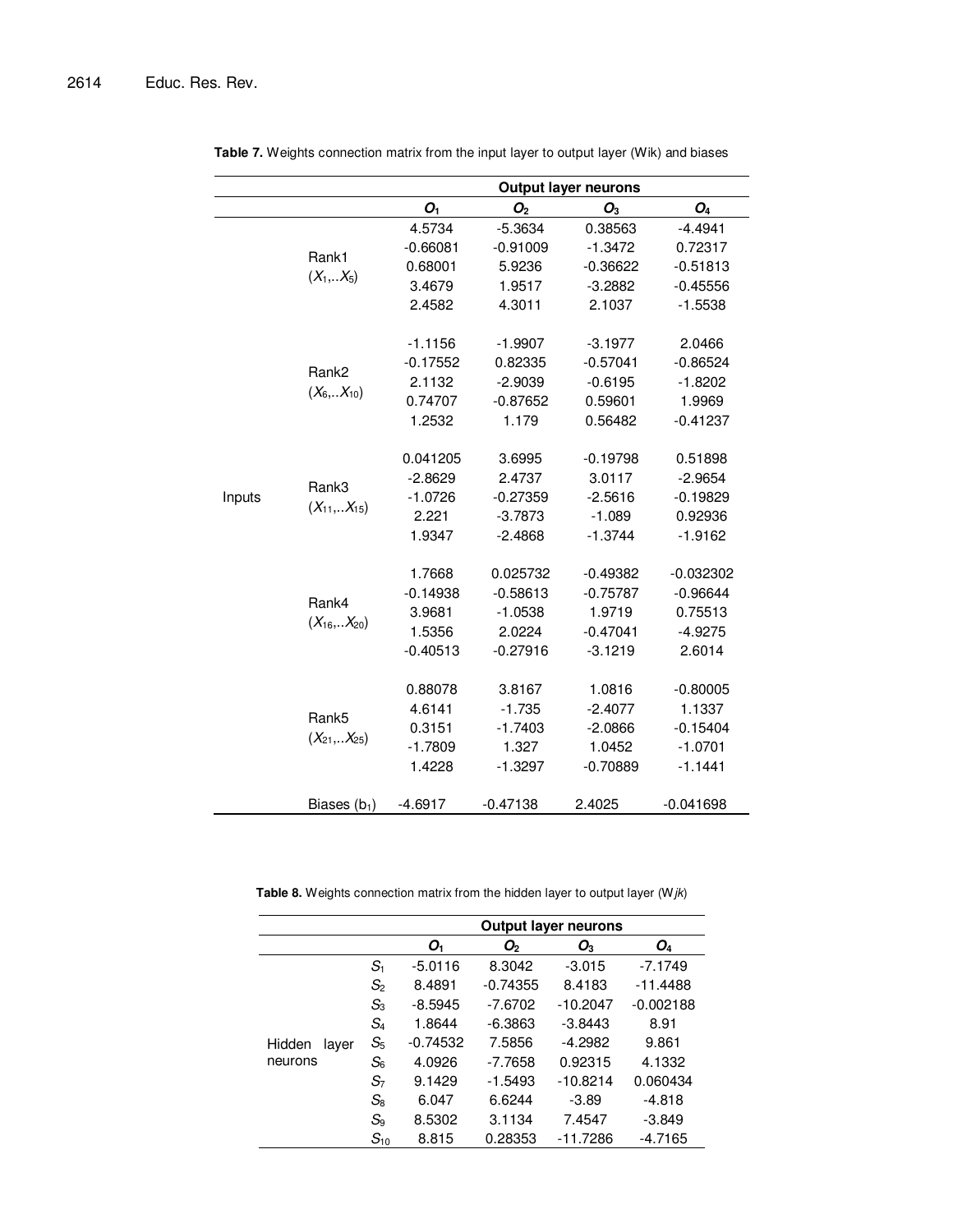**Table 7.** Weights connection matrix from the input layer to output layer (Wik) and biases

| | | Output layer neurons | | | |
|---|---|---|---|---|---|
| | | $O_1$ | $O_2$ | $O_3$ | $O_4$ |
| Inputs | Rank1 ($X_1$,..$X_5$) | 4.5734 | -5.3634 | 0.38563 | -4.4941 |
| | | -0.66081 | -0.91009 | -1.3472 | 0.72317 |
| | | 0.68001 | 5.9236 | -0.36622 | -0.51813 |
| | | 3.4679 | 1.9517 | -3.2882 | -0.45556 |
| | | 2.4582 | 4.3011 | 2.1037 | -1.5538 |
| | Rank2 ($X_6$,..$X_{10}$) | -1.1156 | -1.9907 | -3.1977 | 2.0466 |
| | | -0.17552 | 0.82335 | -0.57041 | -0.86524 |
| | | 2.1132 | -2.9039 | -0.6195 | -1.8202 |
| | | 0.74707 | -0.87652 | 0.59601 | 1.9969 |
| | | 1.2532 | 1.179 | 0.56482 | -0.41237 |
| | Rank3 ($X_{11}$,..$X_{15}$) | 0.041205 | 3.6995 | -0.19798 | 0.51898 |
| | | -2.8629 | 2.4737 | 3.0117 | -2.9654 |
| | | -1.0726 | -0.27359 | -2.5616 | -0.19829 |
| | | 2.221 | -3.7873 | -1.089 | 0.92936 |
| | | 1.9347 | -2.4868 | -1.3744 | -1.9162 |
| | Rank4 ($X_{16}$,..$X_{20}$) | 1.7668 | 0.025732 | -0.49382 | -0.032302 |
| | | -0.14938 | -0.58613 | -0.75787 | -0.96644 |
| | | 3.9681 | -1.0538 | 1.9719 | 0.75513 |
| | | 1.5356 | 2.0224 | -0.47041 | -4.9275 |
| | | -0.40513 | -0.27916 | -3.1219 | 2.6014 |
| | Rank5 ($X_{21}$,..$X_{25}$) | 0.88078 | 3.8167 | 1.0816 | -0.80005 |
| | | 4.6141 | -1.735 | -2.4077 | 1.1337 |
| | | 0.3151 | -1.7403 | -2.0866 | -0.15404 |
| | | -1.7809 | 1.327 | 1.0452 | -1.0701 |
| | | 1.4228 | -1.3297 | -0.70889 | -1.1441 |
| | Biases ($b_1$) | -4.6917 | -0.47138 | 2.4025 | -0.041698 |

**Table 8.** Weights connection matrix from the hidden layer to output layer (W*jk*)

| | | Output layer neurons | | | |
|---|---|---|---|---|---|
| | | $O_1$ | $O_2$ | $O_3$ | $O_4$ |
| Hidden layer neurons | $S_1$ | -5.0116 | 8.3042 | -3.015 | -7.1749 |
| | $S_2$ | 8.4891 | -0.74355 | 8.4183 | -11.4488 |
| | $S_3$ | -8.5945 | -7.6702 | -10.2047 | -0.002188 |
| | $S_4$ | 1.8644 | -6.3863 | -3.8443 | 8.91 |
| | $S_5$ | -0.74532 | 7.5856 | -4.2982 | 9.861 |
| | $S_6$ | 4.0926 | -7.7658 | 0.92315 | 4.1332 |
| | $S_7$ | 9.1429 | -1.5493 | -10.8214 | 0.060434 |
| | $S_8$ | 6.047 | 6.6244 | -3.89 | -4.818 |
| | $S_9$ | 8.5302 | 3.1134 | 7.4547 | -3.849 |
| | $S_{10}$ | 8.815 | 0.28353 | -11.7286 | -4.7165 |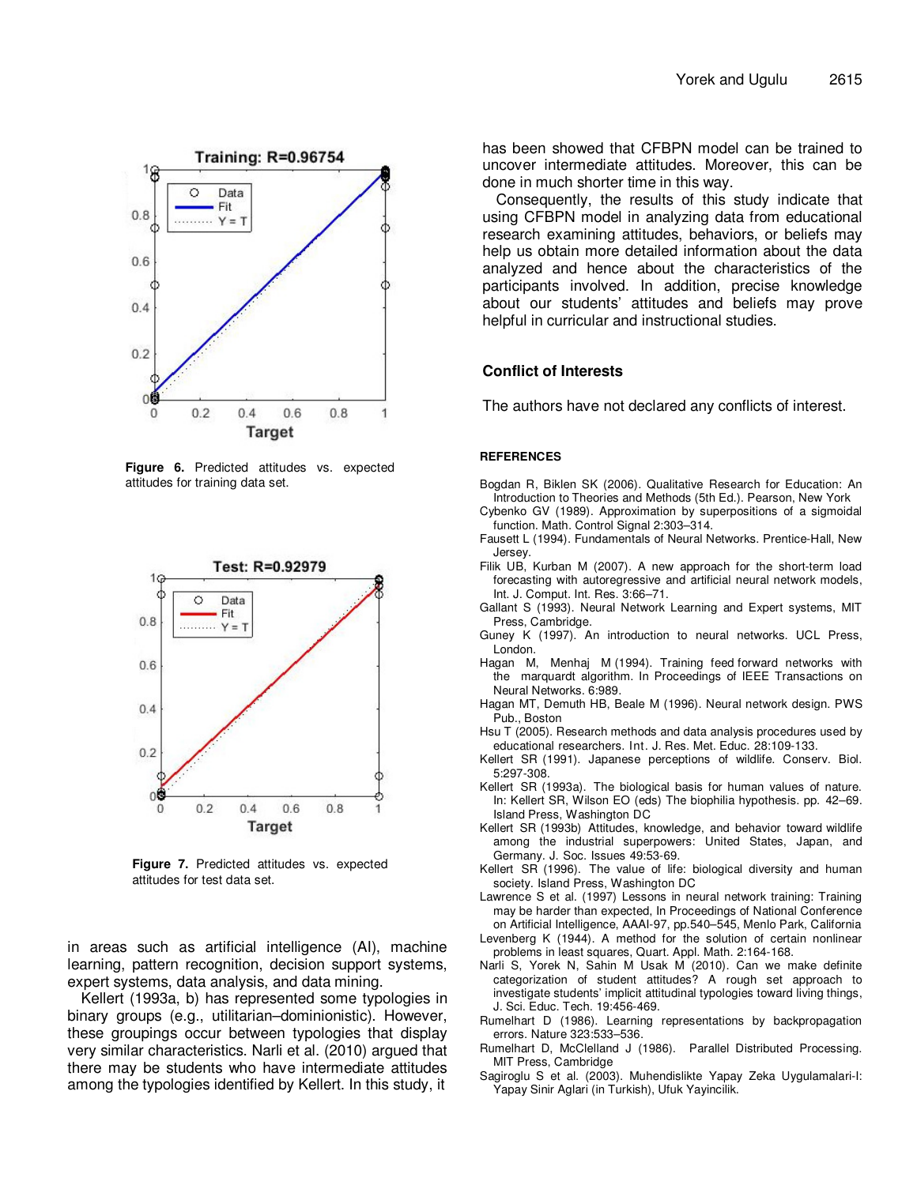Figure 6. Predicted attitudes vs. expected attitudes for training data set.

Figure 7. Predicted attitudes vs. expected attitudes for test data set.

in areas such as artificial intelligence (AI), machine learning, pattern recognition, decision support systems, expert systems, data analysis, and data mining.

Kellert (1993a, b) has represented some typologies in binary groups (e.g., utilitarian–dominionistic). However, these groupings occur between typologies that display very similar characteristics. Narli et al. (2010) argued that there may be students who have intermediate attitudes among the typologies identified by Kellert. In this study, it has been showed that CFBPN model can be trained to uncover intermediate attitudes. Moreover, this can be done in much shorter time in this way.

Consequently, the results of this study indicate that using CFBPN model in analyzing data from educational research examining attitudes, behaviors, or beliefs may help us obtain more detailed information about the data analyzed and hence about the characteristics of the participants involved. In addition, precise knowledge about our students' attitudes and beliefs may prove helpful in curricular and instructional studies.

## Conflict of Interests

The authors have not declared any conflicts of interest.

## REFERENCES

Bogdan R, Biklen SK (2006). Qualitative Research for Education: An Introduction to Theories and Methods (5th Ed.). Pearson, New York

Cybenko GV (1989). Approximation by superpositions of a sigmoidal function. Math. Control Signal 2:303–314.

Fausett L (1994). Fundamentals of Neural Networks. Prentice-Hall, New Jersey.

Filik UB, Kurban M (2007). A new approach for the short-term load forecasting with autoregressive and artificial neural network models, Int. J. Comput. Int. Res. 3:66–71.

Gallant S (1993). Neural Network Learning and Expert systems, MIT Press, Cambridge.

Guney K (1997). An introduction to neural networks. UCL Press, London.

Hagan M, Menhaj M (1994). Training feed forward networks with the marquardt algorithm. In Proceedings of IEEE Transactions on Neural Networks. 6:989.

Hagan MT, Demuth HB, Beale M (1996). Neural network design. PWS Pub., Boston

Hsu T (2005). Research methods and data analysis procedures used by educational researchers. Int. J. Res. Met. Educ. 28:109-133.

Kellert SR (1991). Japanese perceptions of wildlife. Conserv. Biol. 5:297-308.

Kellert SR (1993a). The biological basis for human values of nature. In: Kellert SR, Wilson EO (eds) The biophilia hypothesis. pp. 42–69. Island Press, Washington DC

Kellert SR (1993b) Attitudes, knowledge, and behavior toward wildlife among the industrial superpowers: United States, Japan, and Germany. J. Soc. Issues 49:53-69.

Kellert SR (1996). The value of life: biological diversity and human society. Island Press, Washington DC

Lawrence S et al. (1997) Lessons in neural network training: Training may be harder than expected, In Proceedings of National Conference on Artificial Intelligence, AAAI-97, pp.540–545, Menlo Park, California

Levenberg K (1944). A method for the solution of certain nonlinear problems in least squares, Quart. Appl. Math. 2:164-168.

Narli S, Yorek N, Sahin M Usak M (2010). Can we make definite categorization of student attitudes? A rough set approach to investigate students' implicit attitudinal typologies toward living things, J. Sci. Educ. Tech. 19:456-469.

Rumelhart D (1986). Learning representations by backpropagation errors. Nature 323:533–536.

Rumelhart D, McClelland J (1986). Parallel Distributed Processing. MIT Press, Cambridge

Sagiroglu S et al. (2003). Muhendislikte Yapay Zeka Uygulamalari-I: Yapay Sinir Aglari (in Turkish), Ufuk Yayincilik.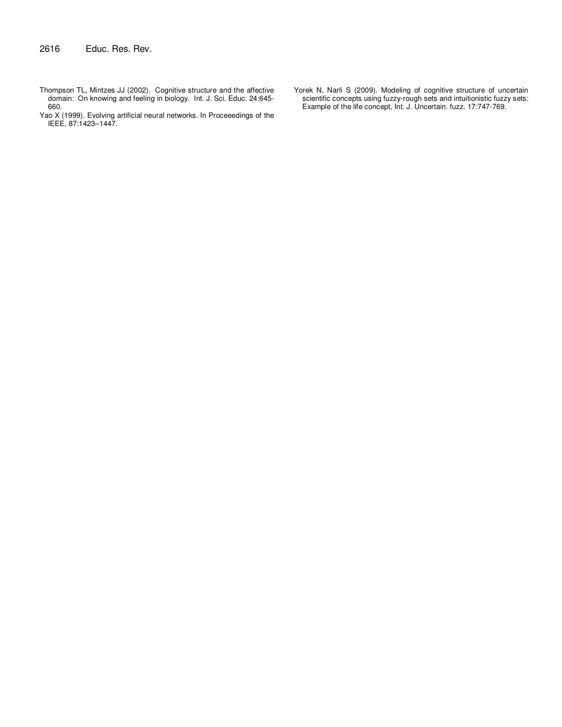Thompson TL, Mintzes JJ (2002). Cognitive structure and the affective domain: On knowing and feeling in biology. Int. J. Sci. Educ. 24:645-660.

Yao X (1999). Evolving artificial neural networks. In Proceeedings of the IEEE, 87:1423–1447.

Yorek N, Narli S (2009). Modeling of cognitive structure of uncertain scientific concepts using fuzzy-rough sets and intuitionistic fuzzy sets: Example of the life concept, Int. J. Uncertain. fuzz. 17:747-769.